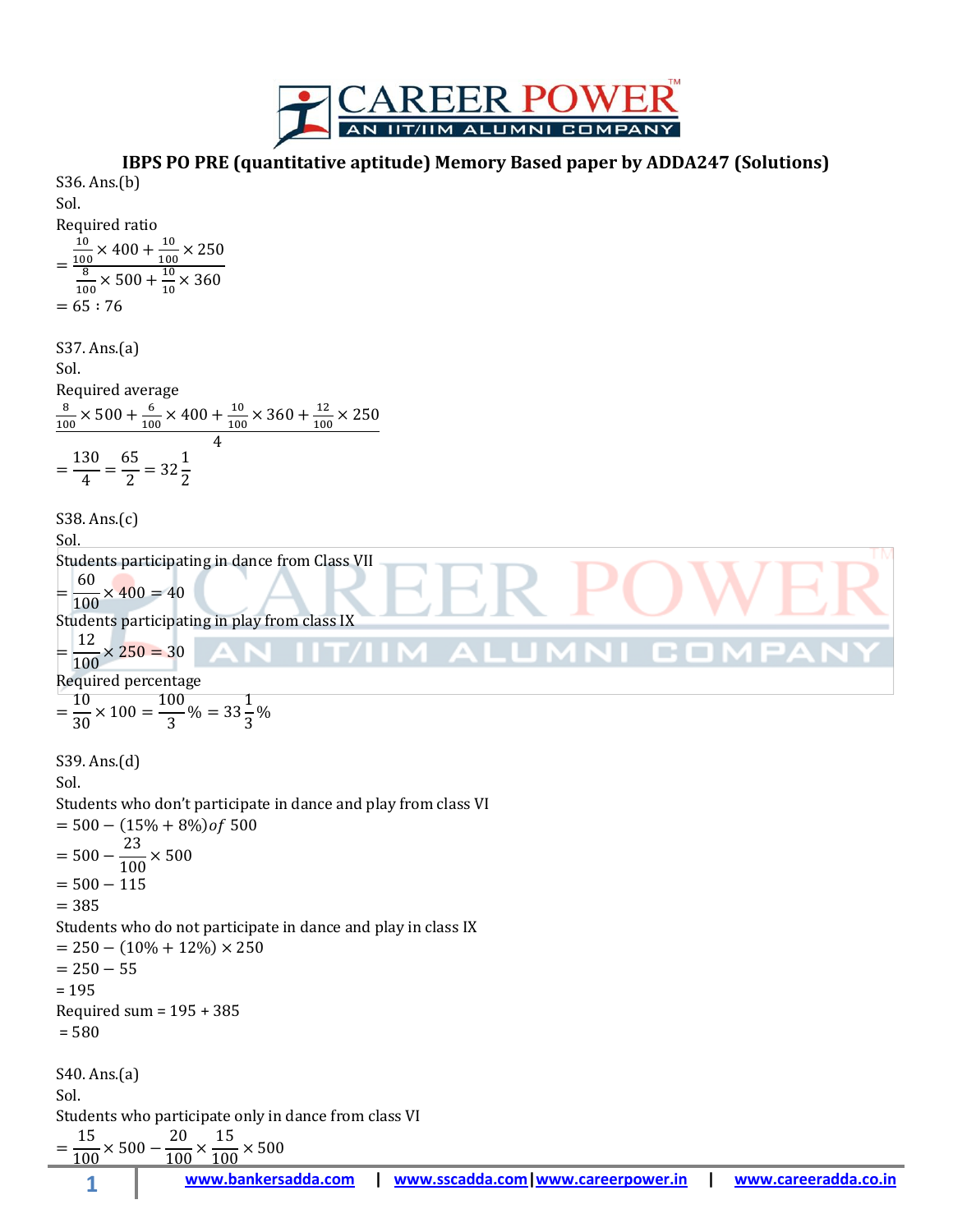# IBPS PO PRE (quantitative aptitude) Memory Based paper by ADDA247 (Solutions)

S36. Ans.(b)

Sol.

Required ratio

$$= \frac{\frac{10}{100} \times 400 + \frac{10}{100} \times 250}{\frac{8}{100} \times 500 + \frac{10}{10} \times 360}$$

$= 65 : 76$

S37. Ans.(a)

Sol.

Required average

$$\frac{\frac{8}{100} \times 500 + \frac{6}{100} \times 400 + \frac{10}{100} \times 360 + \frac{12}{100} \times 250}{4}$$

$$= \frac{130}{4} = \frac{65}{2} = 32\frac{1}{2}$$

S38. Ans.(c)

Sol.

Students participating in dance from Class VII

$$= \frac{60}{100} \times 400 = 40$$

Students participating in play from class IX

$$= \frac{12}{100} \times 250 = 30$$

Required percentage

$$= \frac{10}{30} \times 100 = \frac{100}{3}\% = 33\frac{1}{3}\%$$

S39. Ans.(d)

Sol.

Students who don't participate in dance and play from class VI

$= 500 - (15\% + 8\%) of\ 500$

$= 500 - \frac{23}{100} \times 500$

$= 500 - 115$

$= 385$

Students who do not participate in dance and play in class IX

$= 250 - (10\% + 12\%) \times 250$

$= 250 - 55$

= 195

Required sum = 195 + 385

= 580

S40. Ans.(a)

Sol.

Students who participate only in dance from class VI

$$= \frac{15}{100} \times 500 - \frac{20}{100} \times \frac{15}{100} \times 500$$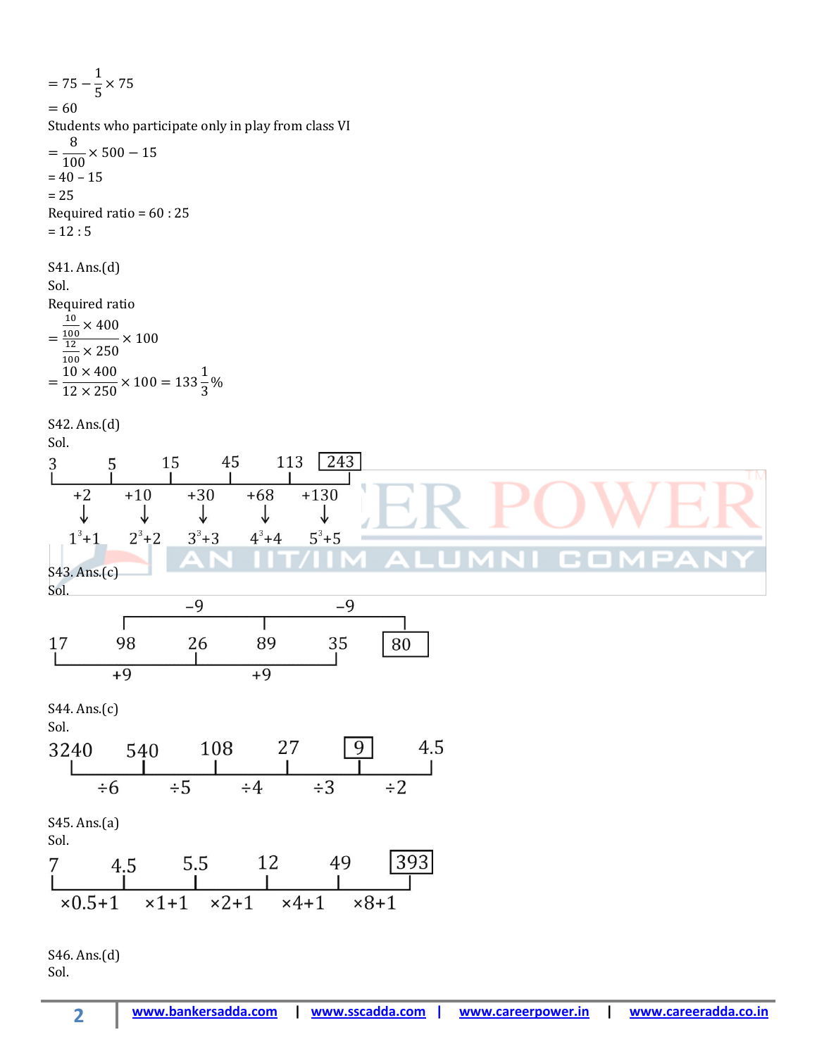$= 75 - \frac{1}{5} \times 75$

$= 60$

Students who participate only in play from class VI

$= \frac{8}{100} \times 500 - 15$

$= 40 - 15$

$= 25$

Required ratio = 60 : 25

= 12 : 5

S41. Ans.(d)

Sol.

Required ratio

$= \frac{\frac{10}{100} \times 400}{\frac{12}{100} \times 250} \times 100$

$= \frac{10 \times 400}{12 \times 250} \times 100 = 133\frac{1}{3}\%$

S42. Ans.(d)

Sol.

3  5  15  45  113  **[243]**

Differences: +2, +10, +30, +68, +130

+2 = $1^3+1$, +10 = $2^3+2$, +30 = $3^3+3$, +68 = $4^3+4$, +130 = $5^3+5$

S43. Ans.(c)

Sol.

17  98  26  89  35  **[80]**

17 → 26 → 35: +9, +9

98 → 89 → 80: −9, −9

S44. Ans.(c)

Sol.

3240  540  108  27  **[9]**  4.5

÷6, ÷5, ÷4, ÷3, ÷2

S45. Ans.(a)

Sol.

7  4.5  5.5  12  49  **[393]**

×0.5+1, ×1+1, ×2+1, ×4+1, ×8+1

S46. Ans.(d)

Sol.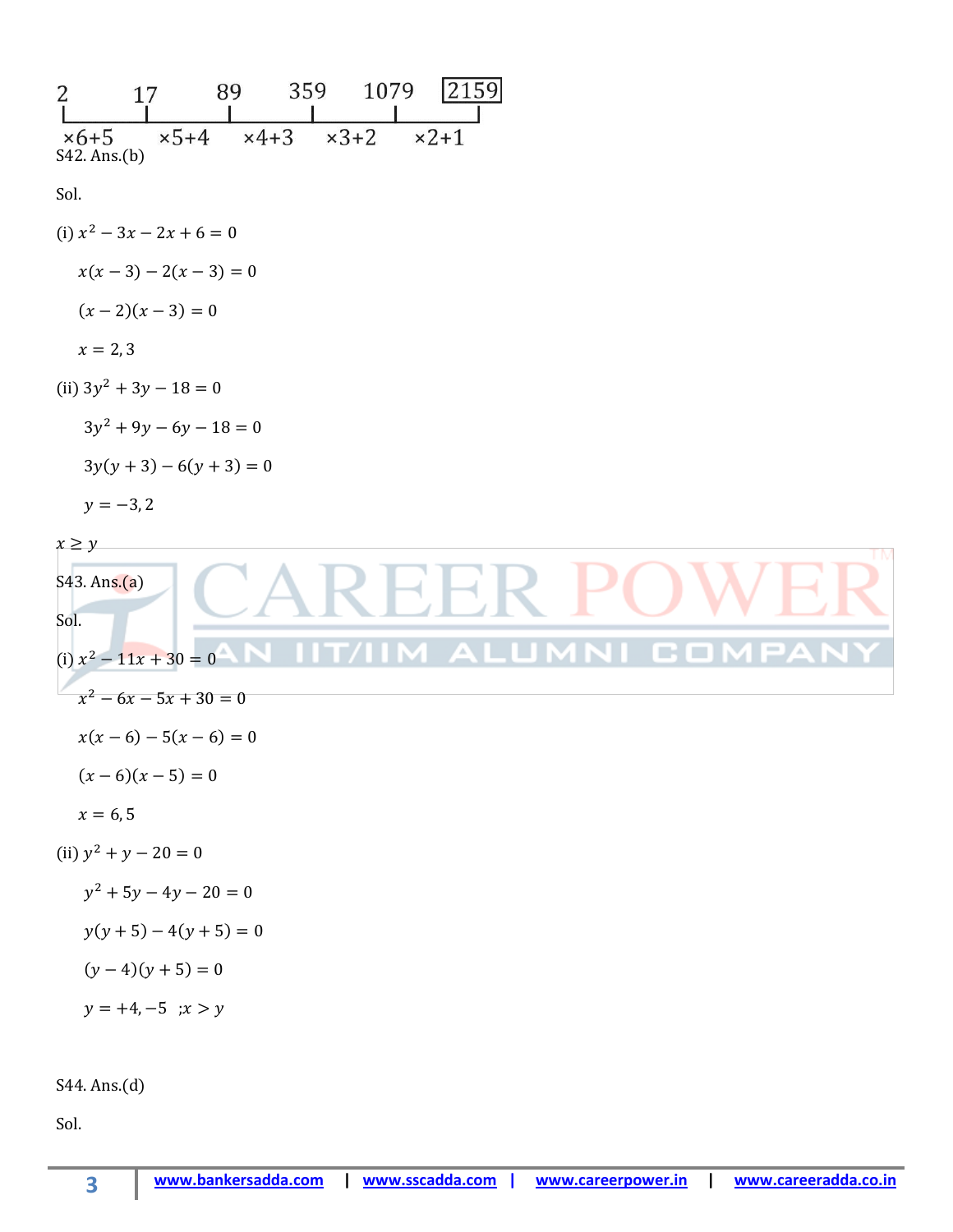| 2 | 17 | 89 | 359 | 1079 | **2159** |
|---|---|---|---|---|---|
| ×6+5 | ×5+4 | ×4+3 | ×3+2 | ×2+1 | |

S42. Ans.(b)

Sol.

(i) $x^2 - 3x - 2x + 6 = 0$

$x(x-3) - 2(x-3) = 0$

$(x-2)(x-3) = 0$

$x = 2, 3$

(ii) $3y^2 + 3y - 18 = 0$

$3y^2 + 9y - 6y - 18 = 0$

$3y(y+3) - 6(y+3) = 0$

$y = -3, 2$

$x \geq y$

S43. Ans.(a)

Sol.

(i) $x^2 - 11x + 30 = 0$

$x^2 - 6x - 5x + 30 = 0$

$x(x-6) - 5(x-6) = 0$

$(x-6)(x-5) = 0$

$x = 6, 5$

(ii) $y^2 + y - 20 = 0$

$y^2 + 5y - 4y - 20 = 0$

$y(y+5) - 4(y+5) = 0$

$(y-4)(y+5) = 0$

$y = +4, -5$ ;$x > y$

S44. Ans.(d)

Sol.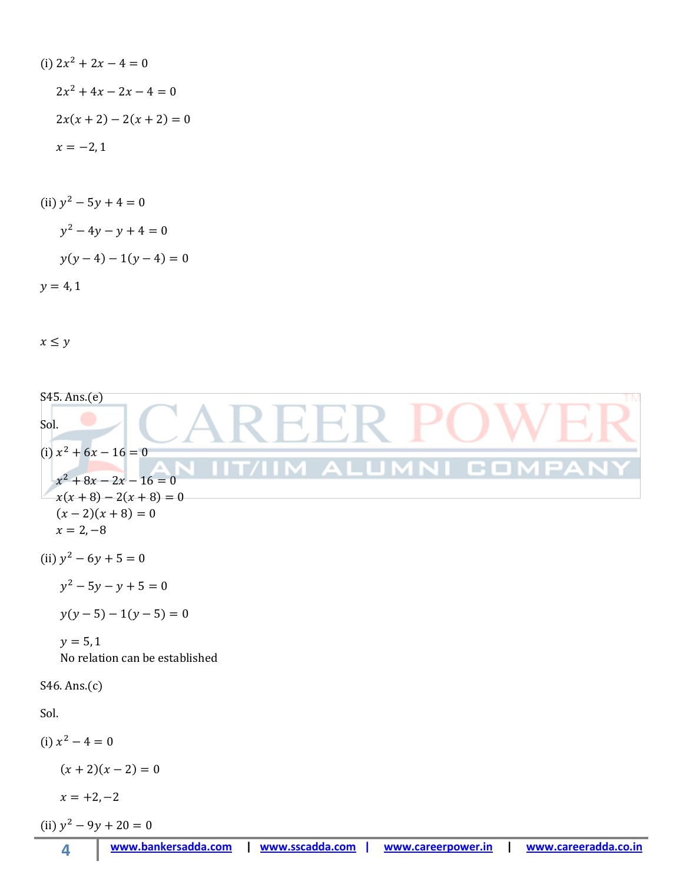(i) $2x^2 + 2x - 4 = 0$

$2x^2 + 4x - 2x - 4 = 0$

$2x(x + 2) - 2(x + 2) = 0$

$x = -2, 1$

(ii) $y^2 - 5y + 4 = 0$

$y^2 - 4y - y + 4 = 0$

$y(y - 4) - 1(y - 4) = 0$

$y = 4, 1$

$x \leq y$

S45. Ans.(e)

Sol.

(i) $x^2 + 6x - 16 = 0$

$x^2 + 8x - 2x - 16 = 0$

$x(x + 8) - 2(x + 8) = 0$

$(x - 2)(x + 8) = 0$

$x = 2, -8$

(ii) $y^2 - 6y + 5 = 0$

$y^2 - 5y - y + 5 = 0$

$y(y - 5) - 1(y - 5) = 0$

$y = 5, 1$

No relation can be established

S46. Ans.(c)

Sol.

(i) $x^2 - 4 = 0$

$(x + 2)(x - 2) = 0$

$x = +2, -2$

(ii) $y^2 - 9y + 20 = 0$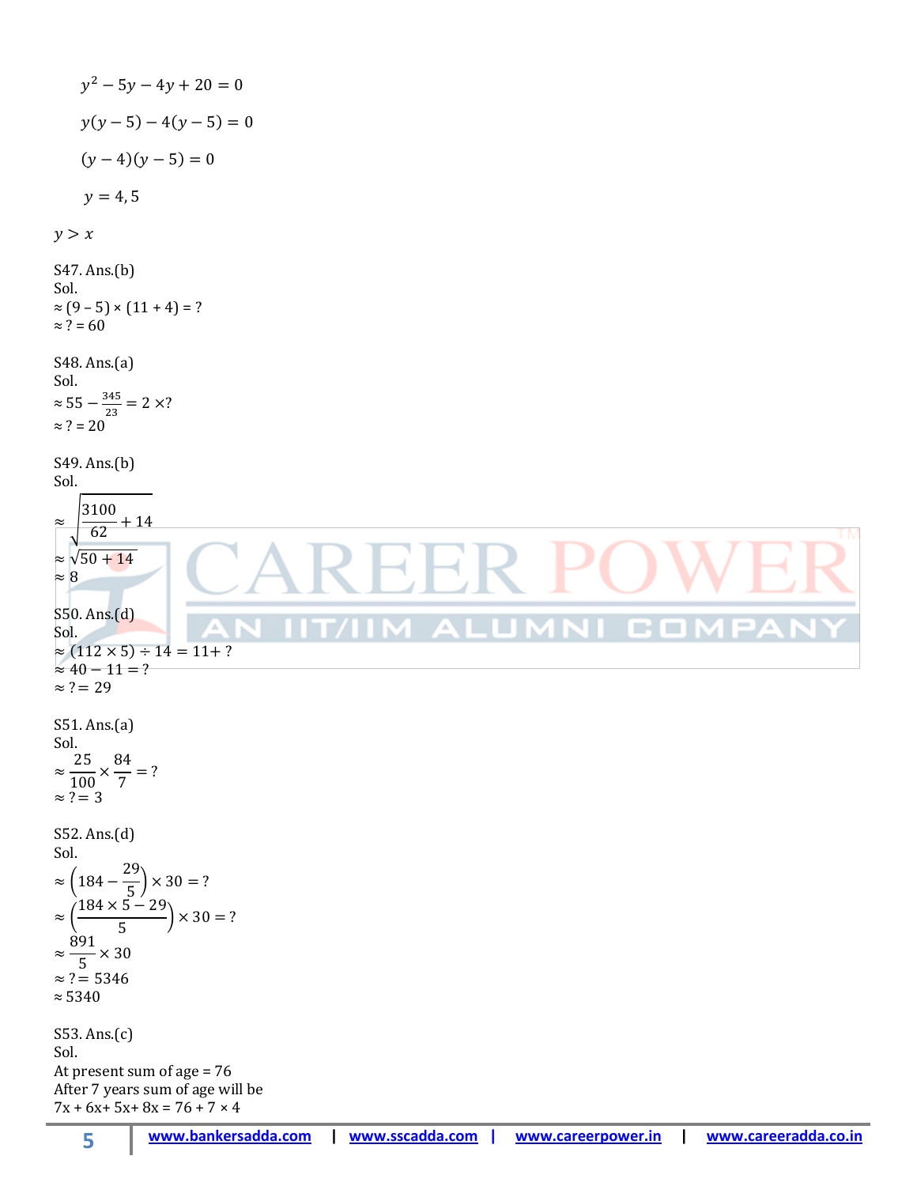$$y^2 - 5y - 4y + 20 = 0$$

$$y(y-5) - 4(y-5) = 0$$

$$(y-4)(y-5) = 0$$

$$y = 4, 5$$

$y > x$

S47. Ans.(b)
Sol.
$\approx (9 - 5) \times (11 + 4) = ?$
$\approx ? = 60$

S48. Ans.(a)
Sol.
$\approx 55 - \frac{345}{23} = 2 \times ?$
$\approx ? = 20$

S49. Ans.(b)
Sol.
$\approx \sqrt{\frac{3100}{62} + 14}$
$\approx \sqrt{50 + 14}$
$\approx 8$

S50. Ans.(d)
Sol.
$\approx (112 \times 5) \div 14 = 11 + ?$
$\approx 40 - 11 = ?$
$\approx ? = 29$

S51. Ans.(a)
Sol.
$\approx \frac{25}{100} \times \frac{84}{7} = ?$
$\approx ? = 3$

S52. Ans.(d)
Sol.
$\approx \left(184 - \frac{29}{5}\right) \times 30 = ?$
$\approx \left(\frac{184 \times 5 - 29}{5}\right) \times 30 = ?$
$\approx \frac{891}{5} \times 30$
$\approx ? = 5346$
$\approx 5340$

S53. Ans.(c)
Sol.
At present sum of age = 76
After 7 years sum of age will be
$7x + 6x + 5x + 8x = 76 + 7 \times 4$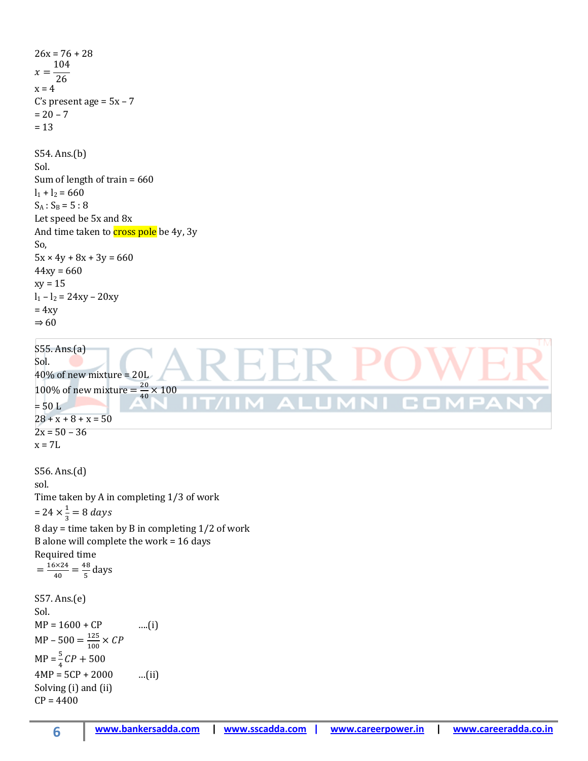26x = 76 + 28

$x = \frac{104}{26}$

x = 4

C's present age = 5x – 7

= 20 – 7

= 13

S54. Ans.(b)

Sol.

Sum of length of train = 660

$l_1 + l_2 = 660$

$S_A : S_B = 5 : 8$

Let speed be 5x and 8x

And time taken to cross pole be 4y, 3y

So,

5x × 4y + 8x + 3y = 660

44xy = 660

xy = 15

$l_1 – l_2$ = 24xy – 20xy

= 4xy

⇒ 60

S55. Ans.(a)

Sol.

40% of new mixture = 20L

100% of new mixture = $\frac{20}{40} \times 100$

= 50 L

28 + x + 8 + x = 50

2x = 50 – 36

x = 7L

S56. Ans.(d)

sol.

Time taken by A in completing 1/3 of work

= $24 \times \frac{1}{3} = 8\ days$

8 day = time taken by B in completing 1/2 of work

B alone will complete the work = 16 days

Required time

$= \frac{16 \times 24}{40} = \frac{48}{5}$ days

S57. Ans.(e)

Sol.

MP = 1600 + CP ....(i)

MP – 500 = $\frac{125}{100} \times CP$

MP = $\frac{5}{4}CP + 500$

4MP = 5CP + 2000 ...(ii)

Solving (i) and (ii)

CP = 4400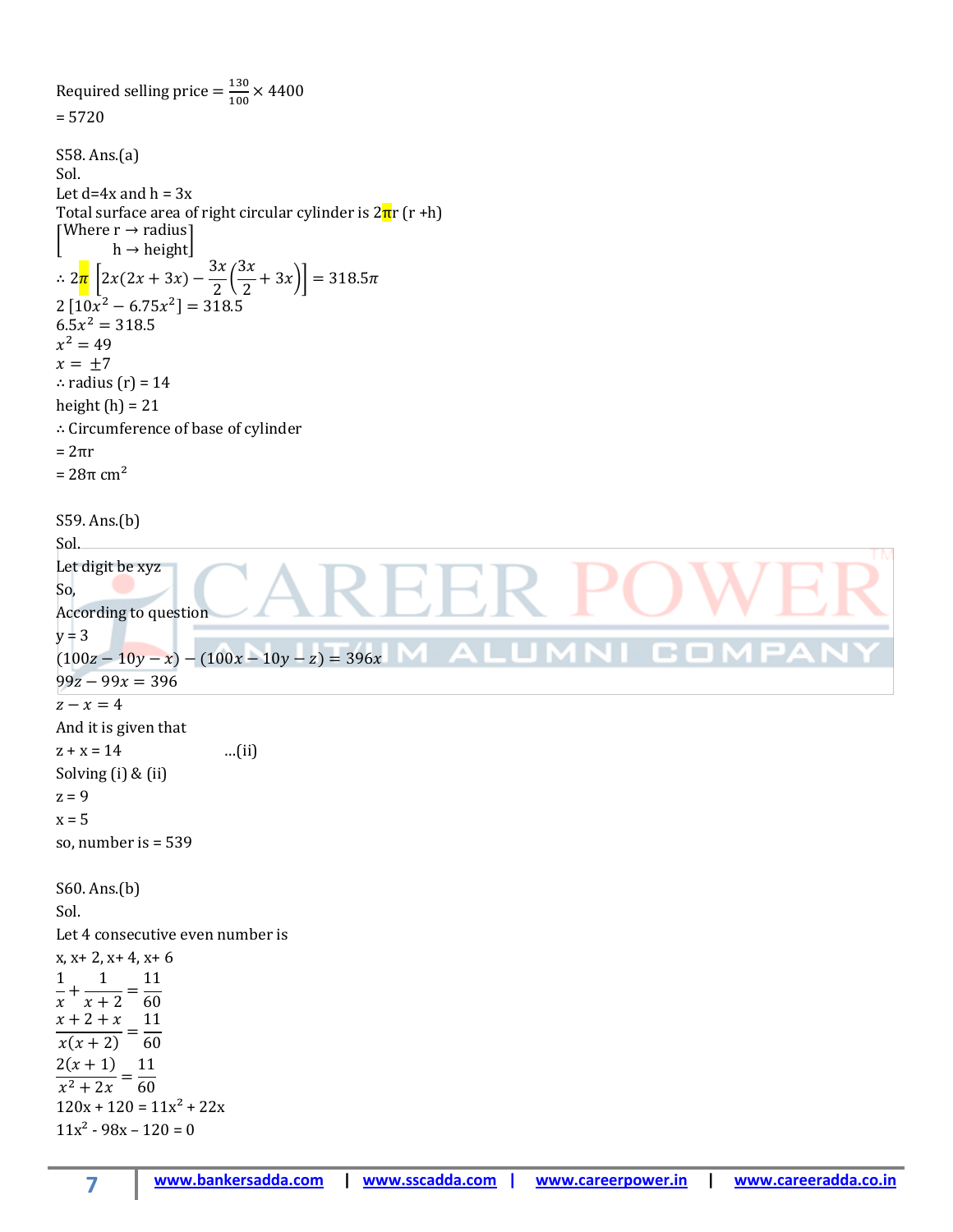Required selling price $= \frac{130}{100} \times 4400$

= 5720

S58. Ans.(a)

Sol.

Let d=4x and h = 3x

Total surface area of right circular cylinder is 2πr (r +h)

$\begin{bmatrix} \text{Where r} \rightarrow \text{radius} \\ \text{h} \rightarrow \text{height} \end{bmatrix}$

$\therefore 2\pi \left[2x(2x+3x) - \frac{3x}{2}\left(\frac{3x}{2} + 3x\right)\right] = 318.5\pi$

$2\,[10x^2 - 6.75x^2] = 318.5$

$6.5x^2 = 318.5$

$x^2 = 49$

$x = \pm 7$

∴ radius (r) = 14

height (h) = 21

∴ Circumference of base of cylinder

= 2πr

= 28π $\text{cm}^2$

S59. Ans.(b)

Sol.

Let digit be xyz

So,

According to question

y = 3

$(100z - 10y - x) - (100x - 10y - z) = 396x$

$99z - 99x = 396$

$z - x = 4$

And it is given that

z + x = 14 ...(ii)

Solving (i) & (ii)

z = 9

x = 5

so, number is = 539

S60. Ans.(b)

Sol.

Let 4 consecutive even number is

x, x+ 2, x+ 4, x+ 6

$\frac{1}{x} + \frac{1}{x+2} = \frac{11}{60}$

$\frac{x+2+x}{x(x+2)} = \frac{11}{60}$

$\frac{2(x+1)}{x^2+2x} = \frac{11}{60}$

$120x + 120 = 11x^2 + 22x$

$11x^2 - 98x - 120 = 0$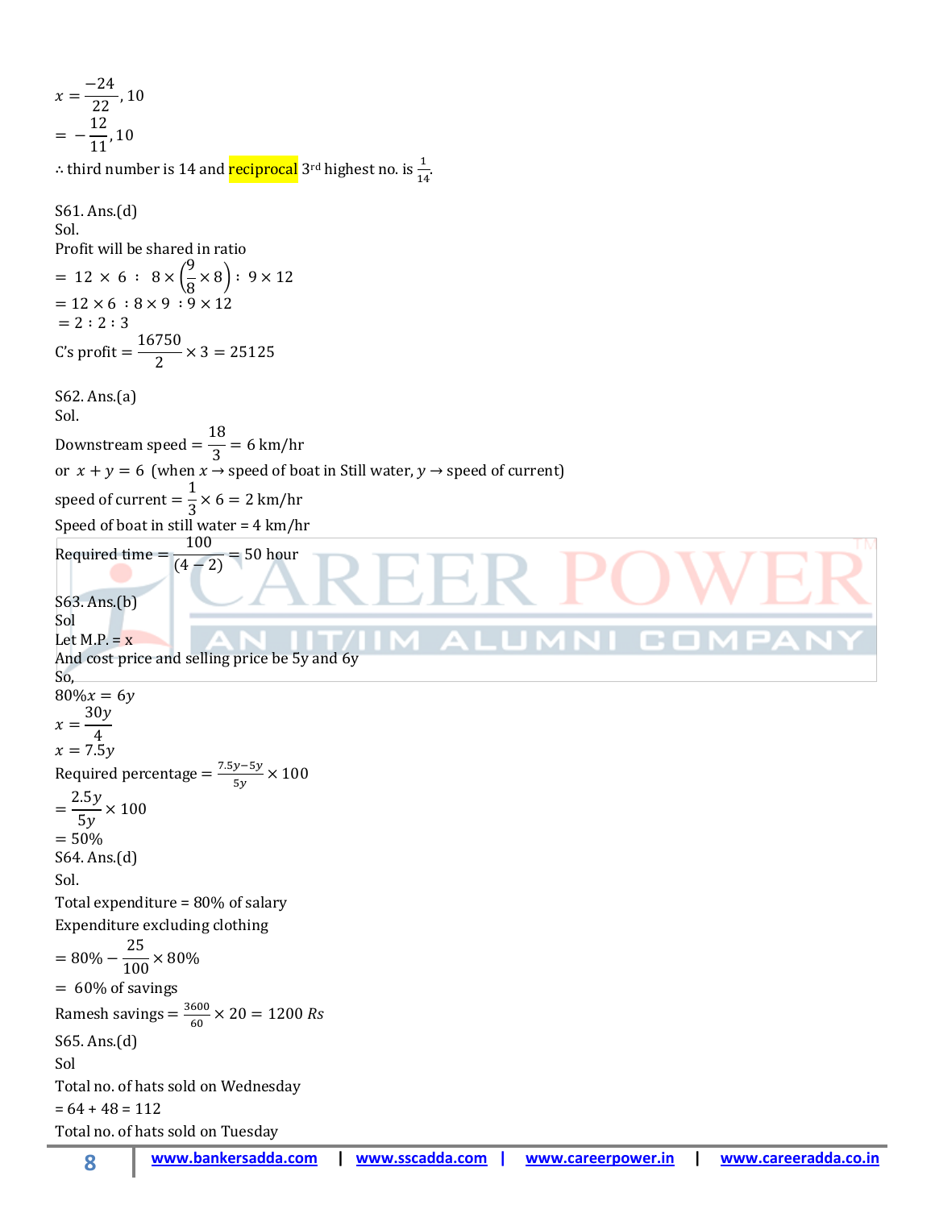$x = \frac{-24}{22}, 10$

$= -\frac{12}{11}, 10$

$\therefore$ third number is 14 and reciprocal 3rd highest no. is $\frac{1}{14}$.

S61. Ans.(d)

Sol.

Profit will be shared in ratio

$= 12 \times 6 \ : \ 8 \times \left(\frac{9}{8} \times 8\right) : \ 9 \times 12$

$= 12 \times 6 \ : 8 \times 9 \ : 9 \times 12$

$= 2 : 2 : 3$

C's profit $= \frac{16750}{2} \times 3 = 25125$

S62. Ans.(a)

Sol.

Downstream speed $= \frac{18}{3} = 6$ km/hr

or $x + y = 6$ (when $x \rightarrow$ speed of boat in Still water, $y \rightarrow$ speed of current)

speed of current $= \frac{1}{3} \times 6 = 2$ km/hr

Speed of boat in still water = 4 km/hr

Required time $= \frac{100}{(4-2)} = 50$ hour

S63. Ans.(b)

Sol

Let M.P. = x

And cost price and selling price be 5y and 6y

So,

$80\% x = 6y$

$x = \frac{30y}{4}$

$x = 7.5y$

Required percentage $= \frac{7.5y - 5y}{5y} \times 100$

$= \frac{2.5y}{5y} \times 100$

$= 50\%$

S64. Ans.(d)

Sol.

Total expenditure = 80% of salary

Expenditure excluding clothing

$= 80\% - \frac{25}{100} \times 80\%$

$= 60\%$ of savings

Ramesh savings $= \frac{3600}{60} \times 20 = 1200$ $Rs$

S65. Ans.(d)

Sol

Total no. of hats sold on Wednesday

= 64 + 48 = 112

Total no. of hats sold on Tuesday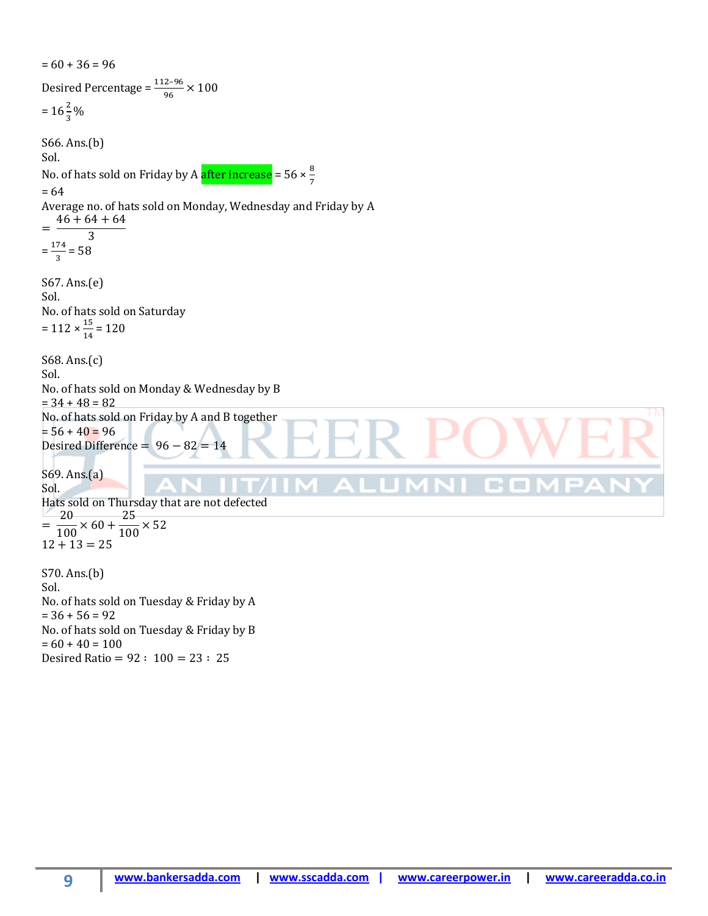$= 60 + 36 = 96$

Desired Percentage = $\frac{112-96}{96} \times 100$

$= 16\frac{2}{3}\%$

S66. Ans.(b)

Sol.

No. of hats sold on Friday by A after increase = $56 \times \frac{8}{7}$

$= 64$

Average no. of hats sold on Monday, Wednesday and Friday by A

$= \frac{46 + 64 + 64}{3}$

$= \frac{174}{3} = 58$

S67. Ans.(e)

Sol.

No. of hats sold on Saturday

$= 112 \times \frac{15}{14} = 120$

S68. Ans.(c)

Sol.

No. of hats sold on Monday & Wednesday by B

$= 34 + 48 = 82$

No. of hats sold on Friday by A and B together

$= 56 + 40 = 96$

Desired Difference = $96 - 82 = 14$

S69. Ans.(a)

Sol.

Hats sold on Thursday that are not defected

$= \frac{20}{100} \times 60 + \frac{25}{100} \times 52$

$12 + 13 = 25$

S70. Ans.(b)

Sol.

No. of hats sold on Tuesday & Friday by A

$= 36 + 56 = 92$

No. of hats sold on Tuesday & Friday by B

$= 60 + 40 = 100$

Desired Ratio = $92 : 100 = 23 : 25$